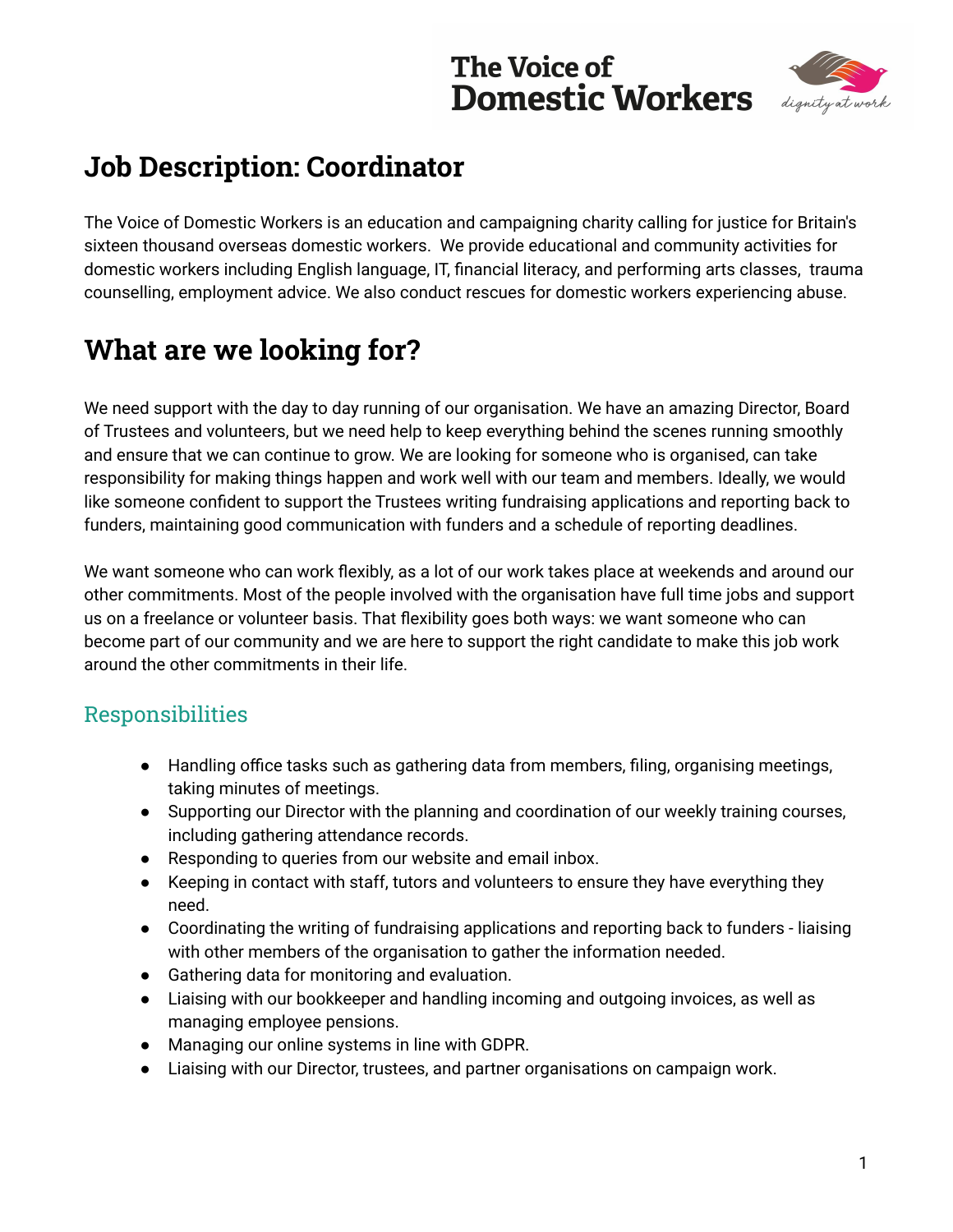# Job Description: Coordinator

The Voice of Domestic Workers is an education and campaigning charity calling for justice for Britain's sixteen thousand overseas domestic workers. We provide educational and community activities for domestic workers including English language, IT, financial literacy, and performing arts classes, trauma counselling, employment advice. We also conduct rescues for domestic workers experiencing abuse.

# What are we looking for?

We need support with the day to day running of our organisation. We have an amazing Director, Board of Trustees and volunteers, but we need help to keep everything behind the scenes running smoothly and ensure that we can continue to grow. We are looking for someone who is organised, can take responsibility for making things happen and work well with our team and members. Ideally, we would like someone confident to support the Trustees writing fundraising applications and reporting back to funders, maintaining good communication with funders and a schedule of reporting deadlines.

We want someone who can work flexibly, as a lot of our work takes place at weekends and around our other commitments. Most of the people involved with the organisation have full time jobs and support us on a freelance or volunteer basis. That flexibility goes both ways: we want someone who can become part of our community and we are here to support the right candidate to make this job work around the other commitments in their life.

## Responsibilities

- Handling office tasks such as gathering data from members, filing, organising meetings, taking minutes of meetings.
- Supporting our Director with the planning and coordination of our weekly training courses, including gathering attendance records.
- Responding to queries from our website and email inbox.
- Keeping in contact with staff, tutors and volunteers to ensure they have everything they need.
- Coordinating the writing of fundraising applications and reporting back to funders - liaising with other members of the organisation to gather the information needed.
- Gathering data for monitoring and evaluation.
- Liaising with our bookkeeper and handling incoming and outgoing invoices, as well as managing employee pensions.
- Managing our online systems in line with GDPR.
- Liaising with our Director, trustees, and partner organisations on campaign work.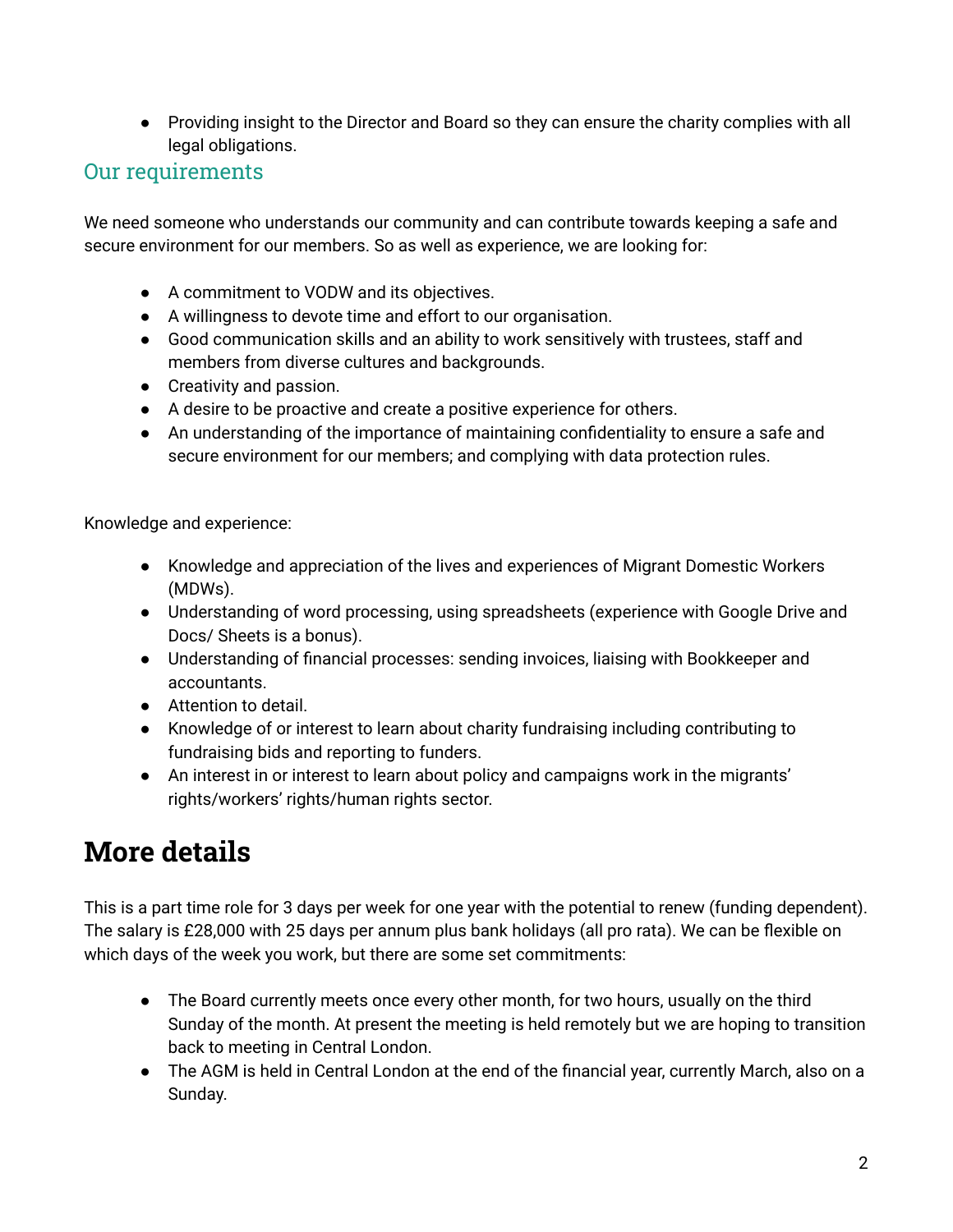- Providing insight to the Director and Board so they can ensure the charity complies with all legal obligations.

## Our requirements

We need someone who understands our community and can contribute towards keeping a safe and secure environment for our members. So as well as experience, we are looking for:

- A commitment to VODW and its objectives.
- A willingness to devote time and effort to our organisation.
- Good communication skills and an ability to work sensitively with trustees, staff and members from diverse cultures and backgrounds.
- Creativity and passion.
- A desire to be proactive and create a positive experience for others.
- An understanding of the importance of maintaining confidentiality to ensure a safe and secure environment for our members; and complying with data protection rules.

Knowledge and experience:

- Knowledge and appreciation of the lives and experiences of Migrant Domestic Workers (MDWs).
- Understanding of word processing, using spreadsheets (experience with Google Drive and Docs/ Sheets is a bonus).
- Understanding of financial processes: sending invoices, liaising with Bookkeeper and accountants.
- Attention to detail.
- Knowledge of or interest to learn about charity fundraising including contributing to fundraising bids and reporting to funders.
- An interest in or interest to learn about policy and campaigns work in the migrants' rights/workers' rights/human rights sector.

# More details

This is a part time role for 3 days per week for one year with the potential to renew (funding dependent). The salary is £28,000 with 25 days per annum plus bank holidays (all pro rata). We can be flexible on which days of the week you work, but there are some set commitments:

- The Board currently meets once every other month, for two hours, usually on the third Sunday of the month. At present the meeting is held remotely but we are hoping to transition back to meeting in Central London.
- The AGM is held in Central London at the end of the financial year, currently March, also on a Sunday.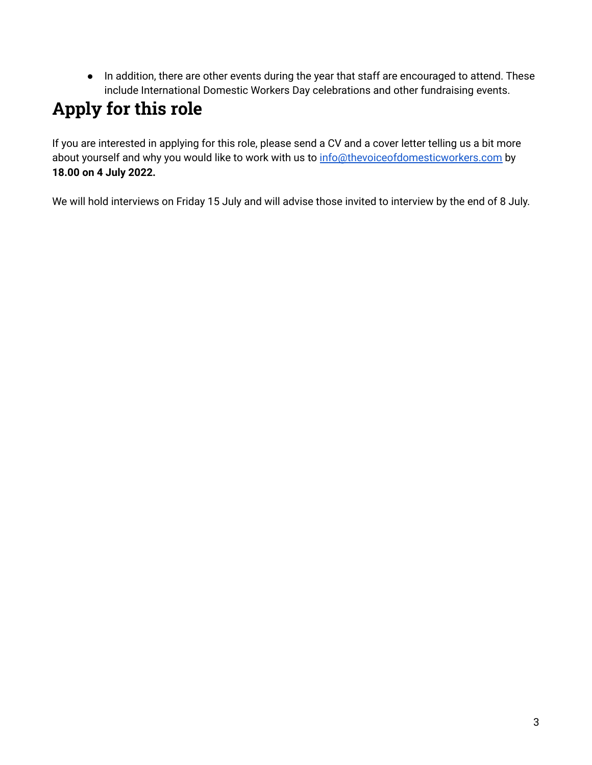- In addition, there are other events during the year that staff are encouraged to attend. These include International Domestic Workers Day celebrations and other fundraising events.

# Apply for this role

If you are interested in applying for this role, please send a CV and a cover letter telling us a bit more about yourself and why you would like to work with us to [info@thevoiceofdomesticworkers.com](mailto:info@thevoiceofdomesticworkers.com) by **18.00 on 4 July 2022.**

We will hold interviews on Friday 15 July and will advise those invited to interview by the end of 8 July.